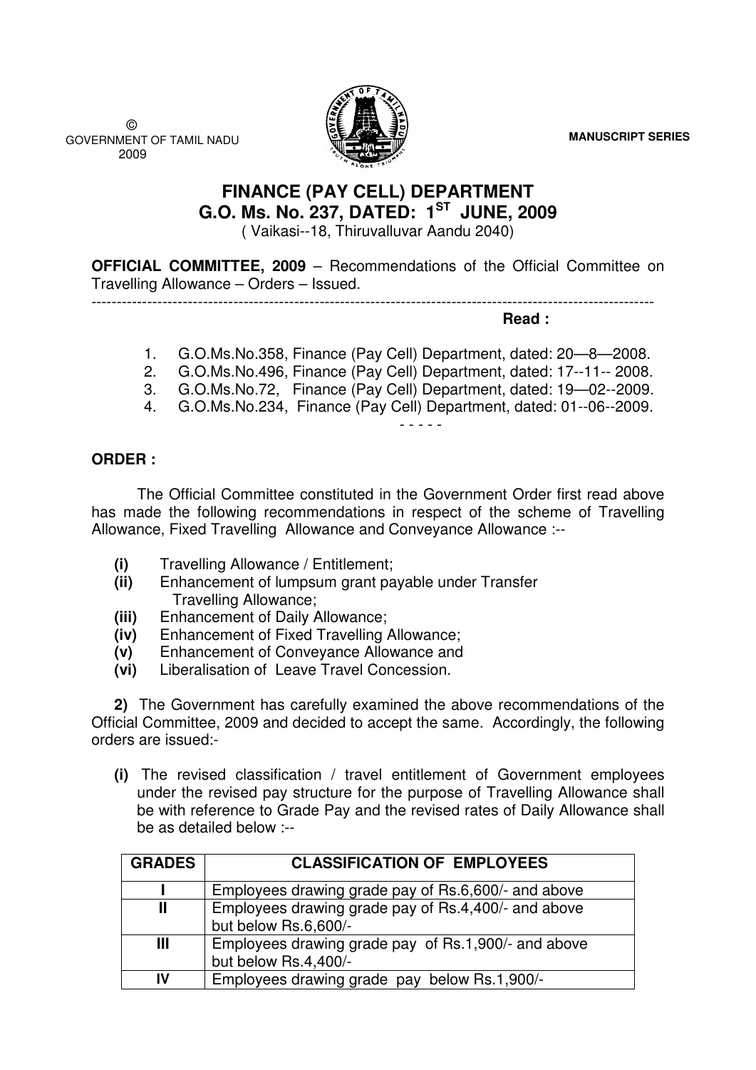©
GOVERNMENT OF TAMIL NADU
2009

**MANUSCRIPT SERIES**

# FINANCE (PAY CELL) DEPARTMENT
## G.O. Ms. No. 237, DATED: 1ST JUNE, 2009

( Vaikasi--18, Thiruvalluvar Aandu 2040)

**OFFICIAL COMMITTEE, 2009** – Recommendations of the Official Committee on Travelling Allowance – Orders – Issued.

---

**Read :**

1. G.O.Ms.No.358, Finance (Pay Cell) Department, dated: 20—8—2008.
2. G.O.Ms.No.496, Finance (Pay Cell) Department, dated: 17--11-- 2008.
3. G.O.Ms.No.72, Finance (Pay Cell) Department, dated: 19—02--2009.
4. G.O.Ms.No.234, Finance (Pay Cell) Department, dated: 01--06--2009.

- - - - -

**ORDER :**

The Official Committee constituted in the Government Order first read above has made the following recommendations in respect of the scheme of Travelling Allowance, Fixed Travelling Allowance and Conveyance Allowance :--

- **(i)** Travelling Allowance / Entitlement;
- **(ii)** Enhancement of lumpsum grant payable under Transfer Travelling Allowance;
- **(iii)** Enhancement of Daily Allowance;
- **(iv)** Enhancement of Fixed Travelling Allowance;
- **(v)** Enhancement of Conveyance Allowance and
- **(vi)** Liberalisation of Leave Travel Concession.

**2)** The Government has carefully examined the above recommendations of the Official Committee, 2009 and decided to accept the same. Accordingly, the following orders are issued:-

**(i)** The revised classification / travel entitlement of Government employees under the revised pay structure for the purpose of Travelling Allowance shall be with reference to Grade Pay and the revised rates of Daily Allowance shall be as detailed below :--

| GRADES | CLASSIFICATION OF EMPLOYEES |
|---|---|
| I | Employees drawing grade pay of Rs.6,600/- and above |
| II | Employees drawing grade pay of Rs.4,400/- and above but below Rs.6,600/- |
| III | Employees drawing grade pay of Rs.1,900/- and above but below Rs.4,400/- |
| IV | Employees drawing grade pay below Rs.1,900/- |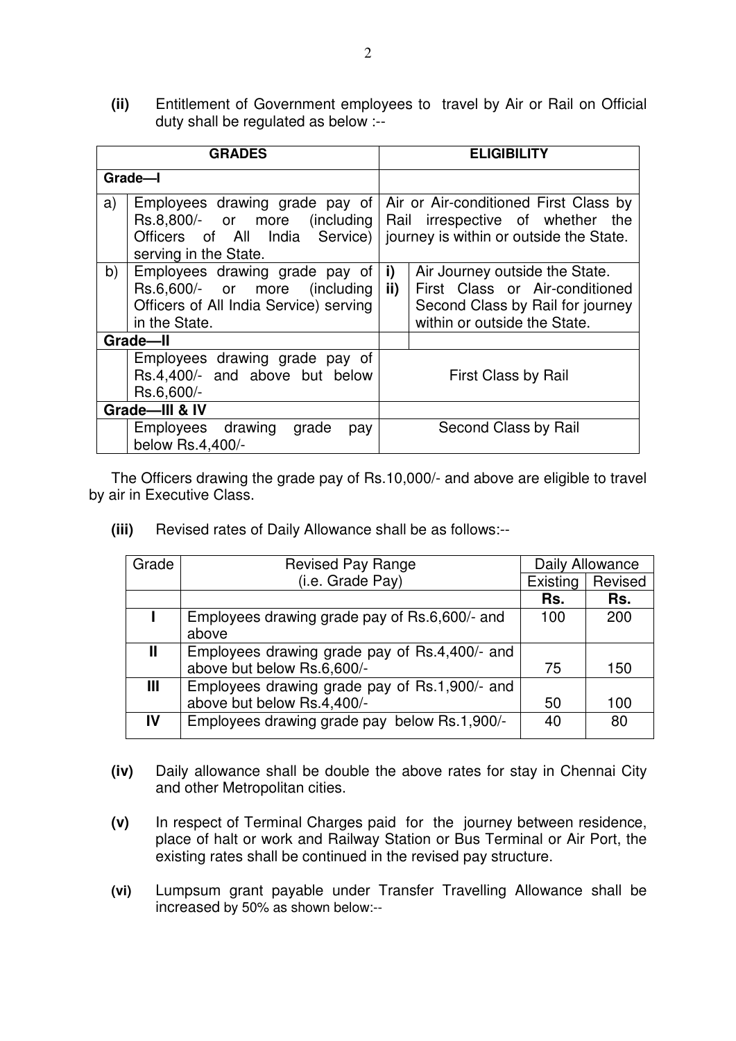**(ii)** Entitlement of Government employees to travel by Air or Rail on Official duty shall be regulated as below :--

| GRADES | | ELIGIBILITY | |
|---|---|---|---|
| **Grade—I** | | | |
| a) | Employees drawing grade pay of Rs.8,800/- or more (including Officers of All India Service) serving in the State. | Air or Air-conditioned First Class by Rail irrespective of whether the journey is within or outside the State. | |
| b) | Employees drawing grade pay of Rs.6,600/- or more (including Officers of All India Service) serving in the State. | i)<br>ii) | Air Journey outside the State.<br>First Class or Air-conditioned Second Class by Rail for journey within or outside the State. |
| **Grade—II** | | | |
| | Employees drawing grade pay of Rs.4,400/- and above but below Rs.6,600/- | First Class by Rail | |
| **Grade—III & IV** | | | |
| | Employees drawing grade pay below Rs.4,400/- | Second Class by Rail | |

The Officers drawing the grade pay of Rs.10,000/- and above are eligible to travel by air in Executive Class.

**(iii)** Revised rates of Daily Allowance shall be as follows:--

| Grade | Revised Pay Range (i.e. Grade Pay) | Daily Allowance | |
|---|---|---|---|
| | | Existing | Revised |
| | | **Rs.** | **Rs.** |
| **I** | Employees drawing grade pay of Rs.6,600/- and above | 100 | 200 |
| **II** | Employees drawing grade pay of Rs.4,400/- and above but below Rs.6,600/- | 75 | 150 |
| **III** | Employees drawing grade pay of Rs.1,900/- and above but below Rs.4,400/- | 50 | 100 |
| **IV** | Employees drawing grade pay below Rs.1,900/- | 40 | 80 |

**(iv)** Daily allowance shall be double the above rates for stay in Chennai City and other Metropolitan cities.

**(v)** In respect of Terminal Charges paid for the journey between residence, place of halt or work and Railway Station or Bus Terminal or Air Port, the existing rates shall be continued in the revised pay structure.

**(vi)** Lumpsum grant payable under Transfer Travelling Allowance shall be increased by 50% as shown below:--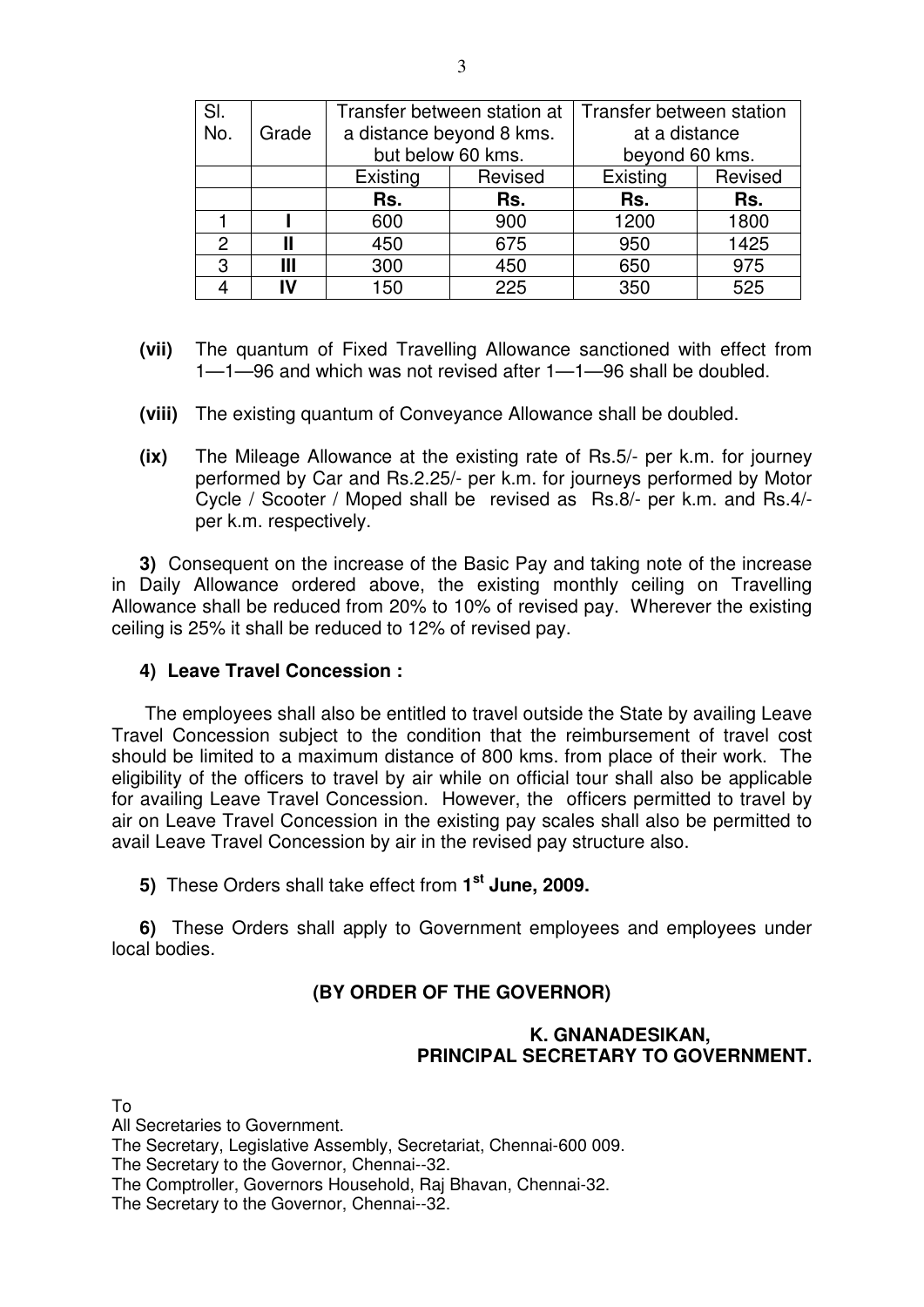| Sl. No. | Grade | Transfer between station at a distance beyond 8 kms. but below 60 kms. | | Transfer between station at a distance beyond 60 kms. | |
|---|---|---|---|---|---|
| | | Existing | Revised | Existing | Revised |
| | | **Rs.** | **Rs.** | **Rs.** | **Rs.** |
| 1 | **I** | 600 | 900 | 1200 | 1800 |
| 2 | **II** | 450 | 675 | 950 | 1425 |
| 3 | **III** | 300 | 450 | 650 | 975 |
| 4 | **IV** | 150 | 225 | 350 | 525 |

**(vii)** The quantum of Fixed Travelling Allowance sanctioned with effect from 1—1—96 and which was not revised after 1—1—96 shall be doubled.

**(viii)** The existing quantum of Conveyance Allowance shall be doubled.

**(ix)** The Mileage Allowance at the existing rate of Rs.5/- per k.m. for journey performed by Car and Rs.2.25/- per k.m. for journeys performed by Motor Cycle / Scooter / Moped shall be revised as Rs.8/- per k.m. and Rs.4/- per k.m. respectively.

**3)** Consequent on the increase of the Basic Pay and taking note of the increase in Daily Allowance ordered above, the existing monthly ceiling on Travelling Allowance shall be reduced from 20% to 10% of revised pay. Wherever the existing ceiling is 25% it shall be reduced to 12% of revised pay.

**4) Leave Travel Concession :**

The employees shall also be entitled to travel outside the State by availing Leave Travel Concession subject to the condition that the reimbursement of travel cost should be limited to a maximum distance of 800 kms. from place of their work. The eligibility of the officers to travel by air while on official tour shall also be applicable for availing Leave Travel Concession. However, the officers permitted to travel by air on Leave Travel Concession in the existing pay scales shall also be permitted to avail Leave Travel Concession by air in the revised pay structure also.

**5)** These Orders shall take effect from **1st June, 2009.**

**6)** These Orders shall apply to Government employees and employees under local bodies.

**(BY ORDER OF THE GOVERNOR)**

**K. GNANADESIKAN,**
**PRINCIPAL SECRETARY TO GOVERNMENT.**

To
All Secretaries to Government.
The Secretary, Legislative Assembly, Secretariat, Chennai-600 009.
The Secretary to the Governor, Chennai--32.
The Comptroller, Governors Household, Raj Bhavan, Chennai-32.
The Secretary to the Governor, Chennai--32.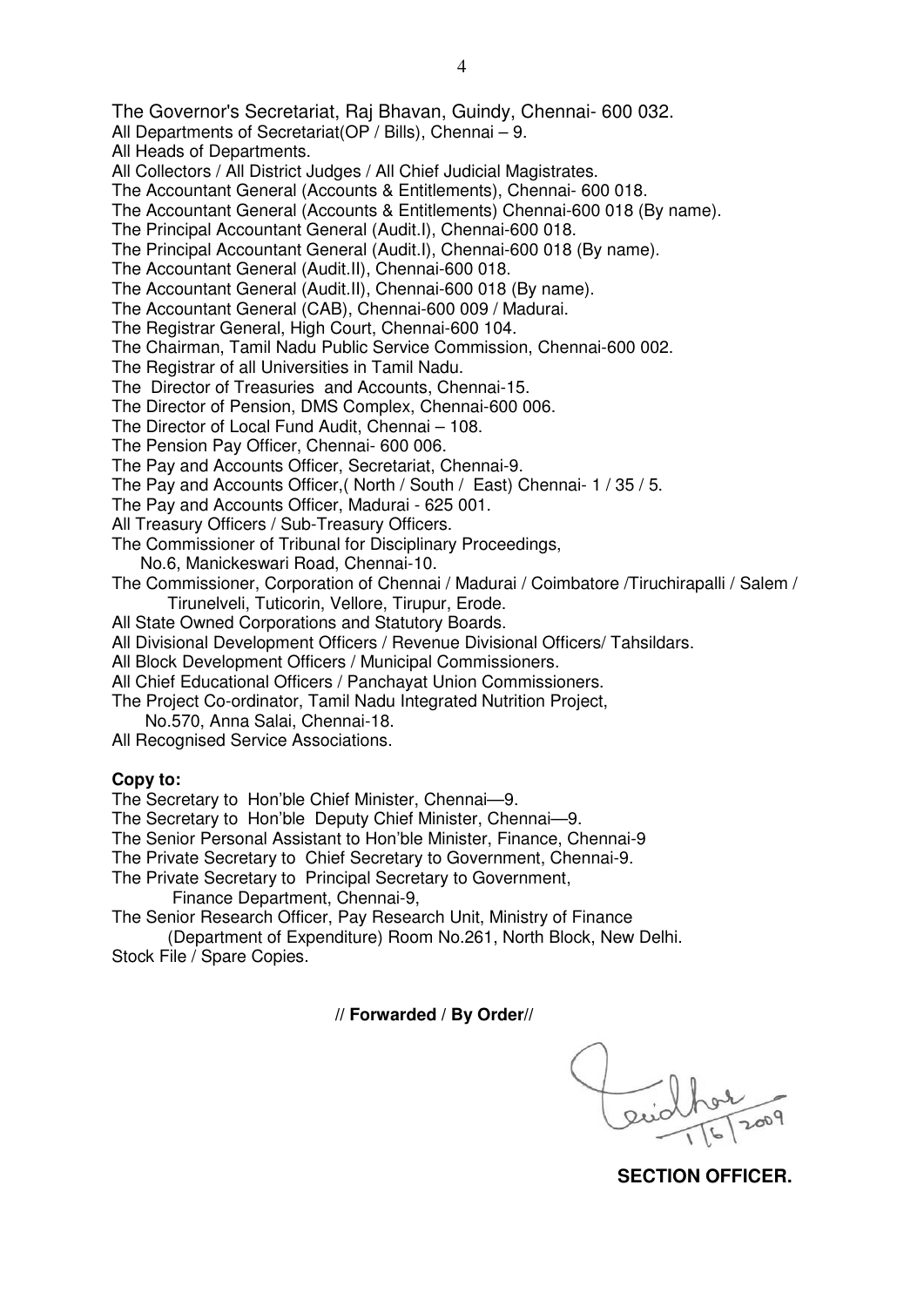The Governor's Secretariat, Raj Bhavan, Guindy, Chennai- 600 032.
All Departments of Secretariat(OP / Bills), Chennai – 9.
All Heads of Departments.
All Collectors / All District Judges / All Chief Judicial Magistrates.
The Accountant General (Accounts & Entitlements), Chennai- 600 018.
The Accountant General (Accounts & Entitlements) Chennai-600 018 (By name).
The Principal Accountant General (Audit.I), Chennai-600 018.
The Principal Accountant General (Audit.I), Chennai-600 018 (By name).
The Accountant General (Audit.II), Chennai-600 018.
The Accountant General (Audit.II), Chennai-600 018 (By name).
The Accountant General (CAB), Chennai-600 009 / Madurai.
The Registrar General, High Court, Chennai-600 104.
The Chairman, Tamil Nadu Public Service Commission, Chennai-600 002.
The Registrar of all Universities in Tamil Nadu.
The Director of Treasuries and Accounts, Chennai-15.
The Director of Pension, DMS Complex, Chennai-600 006.
The Director of Local Fund Audit, Chennai – 108.
The Pension Pay Officer, Chennai- 600 006.
The Pay and Accounts Officer, Secretariat, Chennai-9.
The Pay and Accounts Officer,( North / South / East) Chennai- 1 / 35 / 5.
The Pay and Accounts Officer, Madurai - 625 001.
All Treasury Officers / Sub-Treasury Officers.
The Commissioner of Tribunal for Disciplinary Proceedings,
No.6, Manickeswari Road, Chennai-10.
The Commissioner, Corporation of Chennai / Madurai / Coimbatore /Tiruchirapalli / Salem / Tirunelveli, Tuticorin, Vellore, Tirupur, Erode.
All State Owned Corporations and Statutory Boards.
All Divisional Development Officers / Revenue Divisional Officers/ Tahsildars.
All Block Development Officers / Municipal Commissioners.
All Chief Educational Officers / Panchayat Union Commissioners.
The Project Co-ordinator, Tamil Nadu Integrated Nutrition Project,
No.570, Anna Salai, Chennai-18.
All Recognised Service Associations.

**Copy to:**

The Secretary to Hon'ble Chief Minister, Chennai—9.
The Secretary to Hon'ble Deputy Chief Minister, Chennai—9.
The Senior Personal Assistant to Hon'ble Minister, Finance, Chennai-9
The Private Secretary to Chief Secretary to Government, Chennai-9.
The Private Secretary to Principal Secretary to Government,
Finance Department, Chennai-9,
The Senior Research Officer, Pay Research Unit, Ministry of Finance
(Department of Expenditure) Room No.261, North Block, New Delhi.
Stock File / Spare Copies.

// **Forwarded / By Order**//

Sridhar
1/6/2009

**SECTION OFFICER.**